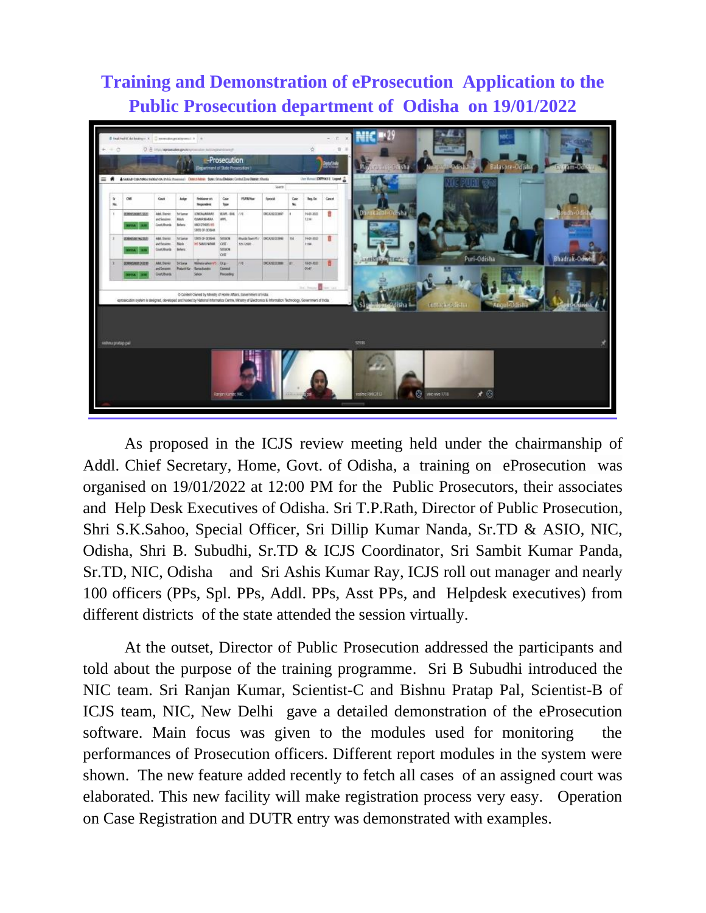# Training and Demonstration of eProsecution Application to the Public Prosecution department of Odisha on 19/01/2022

As proposed in the ICJS review meeting held under the chairmanship of Addl. Chief Secretary, Home, Govt. of Odisha, a training on eProsecution was organised on 19/01/2022 at 12:00 PM for the Public Prosecutors, their associates and Help Desk Executives of Odisha. Sri T.P.Rath, Director of Public Prosecution, Shri S.K.Sahoo, Special Officer, Sri Dillip Kumar Nanda, Sr.TD & ASIO, NIC, Odisha, Shri B. Subudhi, Sr.TD & ICJS Coordinator, Sri Sambit Kumar Panda, Sr.TD, NIC, Odisha and Sri Ashis Kumar Ray, ICJS roll out manager and nearly 100 officers (PPs, Spl. PPs, Addl. PPs, Asst PPs, and Helpdesk executives) from different districts of the state attended the session virtually.

At the outset, Director of Public Prosecution addressed the participants and told about the purpose of the training programme. Sri B Subudhi introduced the NIC team. Sri Ranjan Kumar, Scientist-C and Bishnu Pratap Pal, Scientist-B of ICJS team, NIC, New Delhi gave a detailed demonstration of the eProsecution software. Main focus was given to the modules used for monitoring the performances of Prosecution officers. Different report modules in the system were shown. The new feature added recently to fetch all cases of an assigned court was elaborated. This new facility will make registration process very easy. Operation on Case Registration and DUTR entry was demonstrated with examples.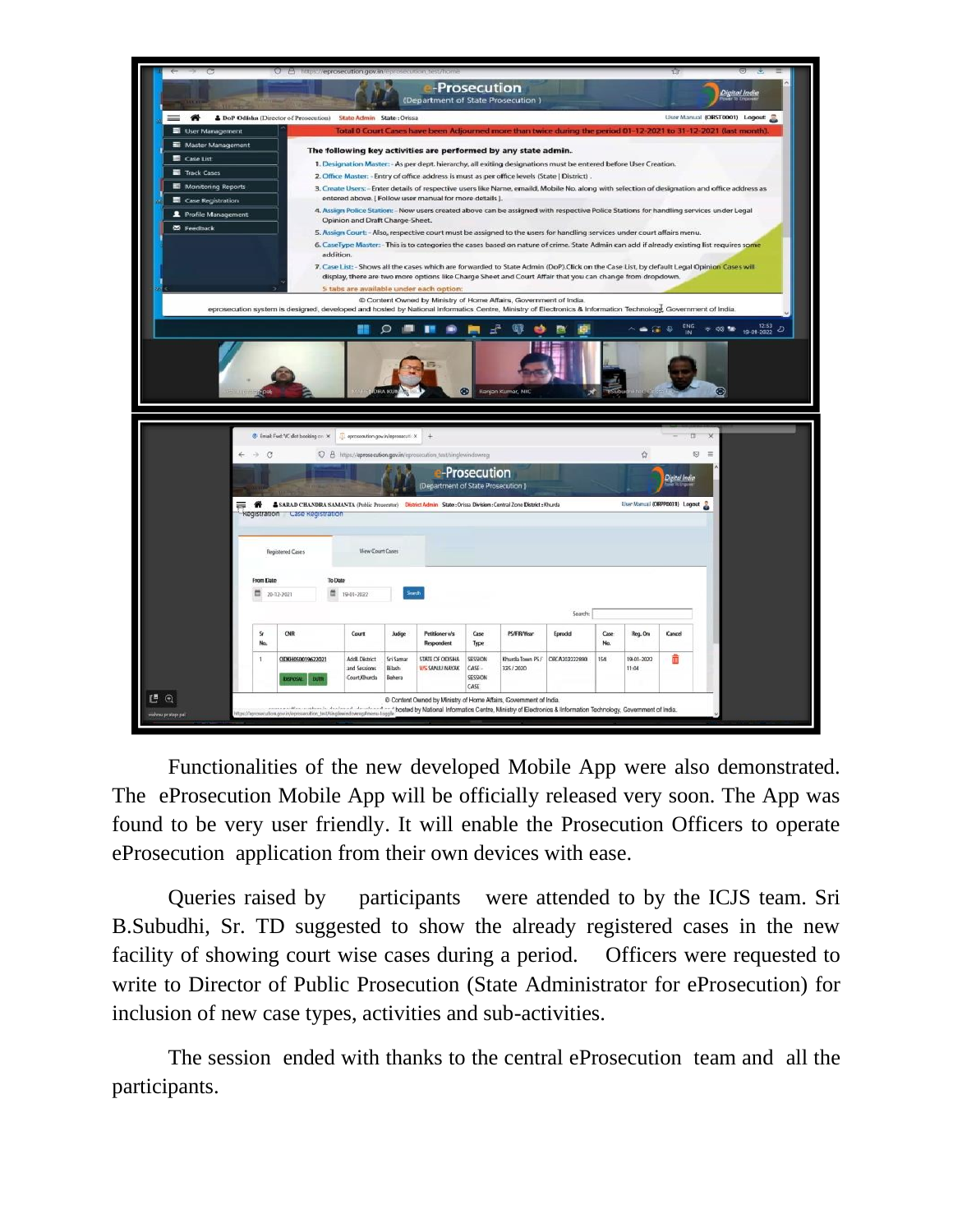Functionalities of the new developed Mobile App were also demonstrated. The eProsecution Mobile App will be officially released very soon. The App was found to be very user friendly. It will enable the Prosecution Officers to operate eProsecution application from their own devices with ease.

Queries raised by participants were attended to by the ICJS team. Sri B.Subudhi, Sr. TD suggested to show the already registered cases in the new facility of showing court wise cases during a period. Officers were requested to write to Director of Public Prosecution (State Administrator for eProsecution) for inclusion of new case types, activities and sub-activities.

The session ended with thanks to the central eProsecution team and all the participants.